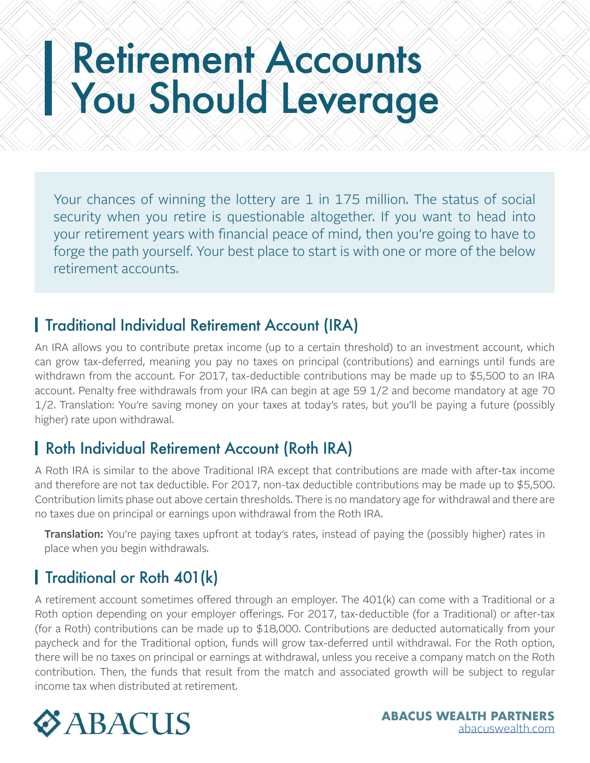# Retirement Accounts You Should Leverage

Your chances of winning the lottery are 1 in 175 million. The status of social security when you retire is questionable altogether. If you want to head into your retirement years with financial peace of mind, then you're going to have to forge the path yourself. Your best place to start is with one or more of the below retirement accounts.

## Traditional Individual Retirement Account (IRA)

An IRA allows you to contribute pretax income (up to a certain threshold) to an investment account, which can grow tax-deferred, meaning you pay no taxes on principal (contributions) and earnings until funds are withdrawn from the account. For 2017, tax-deductible contributions may be made up to $5,500 to an IRA account. Penalty free withdrawals from your IRA can begin at age 59 1/2 and become mandatory at age 70 1/2. Translation: You're saving money on your taxes at today's rates, but you'll be paying a future (possibly higher) rate upon withdrawal.

## Roth Individual Retirement Account (Roth IRA)

A Roth IRA is similar to the above Traditional IRA except that contributions are made with after-tax income and therefore are not tax deductible. For 2017, non-tax deductible contributions may be made up to $5,500. Contribution limits phase out above certain thresholds. There is no mandatory age for withdrawal and there are no taxes due on principal or earnings upon withdrawal from the Roth IRA.

**Translation:** You're paying taxes upfront at today's rates, instead of paying the (possibly higher) rates in place when you begin withdrawals.

## Traditional or Roth 401(k)

A retirement account sometimes offered through an employer. The 401(k) can come with a Traditional or a Roth option depending on your employer offerings. For 2017, tax-deductible (for a Traditional) or after-tax (for a Roth) contributions can be made up to $18,000. Contributions are deducted automatically from your paycheck and for the Traditional option, funds will grow tax-deferred until withdrawal. For the Roth option, there will be no taxes on principal or earnings at withdrawal, unless you receive a company match on the Roth contribution. Then, the funds that result from the match and associated growth will be subject to regular income tax when distributed at retirement.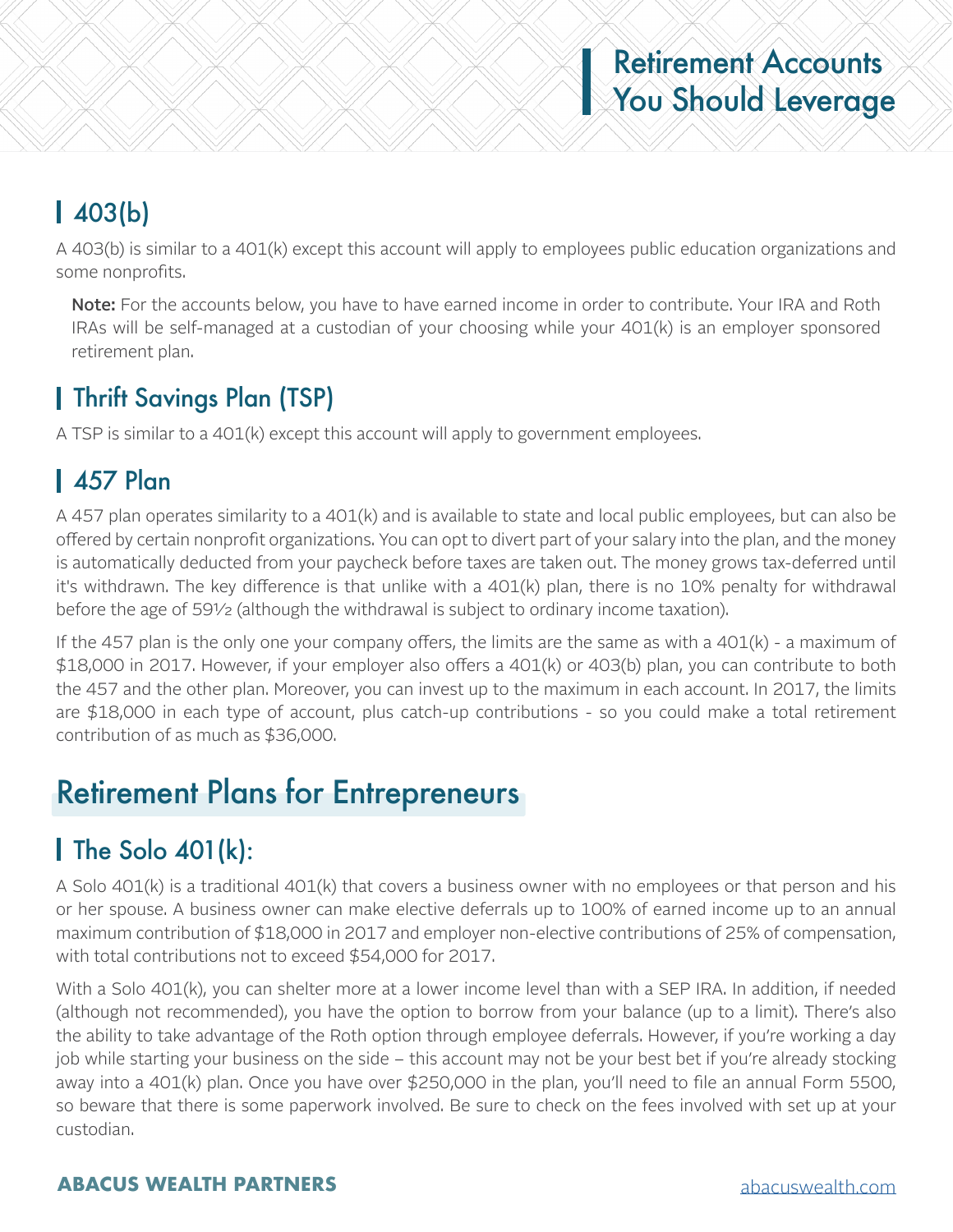## 403(b)

A 403(b) is similar to a 401(k) except this account will apply to employees public education organizations and some nonprofits.

> **Note:** For the accounts below, you have to have earned income in order to contribute. Your IRA and Roth IRAs will be self-managed at a custodian of your choosing while your 401(k) is an employer sponsored retirement plan.

## Thrift Savings Plan (TSP)

A TSP is similar to a 401(k) except this account will apply to government employees.

## 457 Plan

A 457 plan operates similarity to a 401(k) and is available to state and local public employees, but can also be offered by certain nonprofit organizations. You can opt to divert part of your salary into the plan, and the money is automatically deducted from your paycheck before taxes are taken out. The money grows tax-deferred until it's withdrawn. The key difference is that unlike with a 401(k) plan, there is no 10% penalty for withdrawal before the age of 59½ (although the withdrawal is subject to ordinary income taxation).

If the 457 plan is the only one your company offers, the limits are the same as with a 401(k) - a maximum of $18,000 in 2017. However, if your employer also offers a 401(k) or 403(b) plan, you can contribute to both the 457 and the other plan. Moreover, you can invest up to the maximum in each account. In 2017, the limits are $18,000 in each type of account, plus catch-up contributions - so you could make a total retirement contribution of as much as $36,000.

# Retirement Plans for Entrepreneurs

## The Solo 401(k):

A Solo 401(k) is a traditional 401(k) that covers a business owner with no employees or that person and his or her spouse. A business owner can make elective deferrals up to 100% of earned income up to an annual maximum contribution of $18,000 in 2017 and employer non-elective contributions of 25% of compensation, with total contributions not to exceed $54,000 for 2017.

With a Solo 401(k), you can shelter more at a lower income level than with a SEP IRA. In addition, if needed (although not recommended), you have the option to borrow from your balance (up to a limit). There's also the ability to take advantage of the Roth option through employee deferrals. However, if you're working a day job while starting your business on the side – this account may not be your best bet if you're already stocking away into a 401(k) plan. Once you have over $250,000 in the plan, you'll need to file an annual Form 5500, so beware that there is some paperwork involved. Be sure to check on the fees involved with set up at your custodian.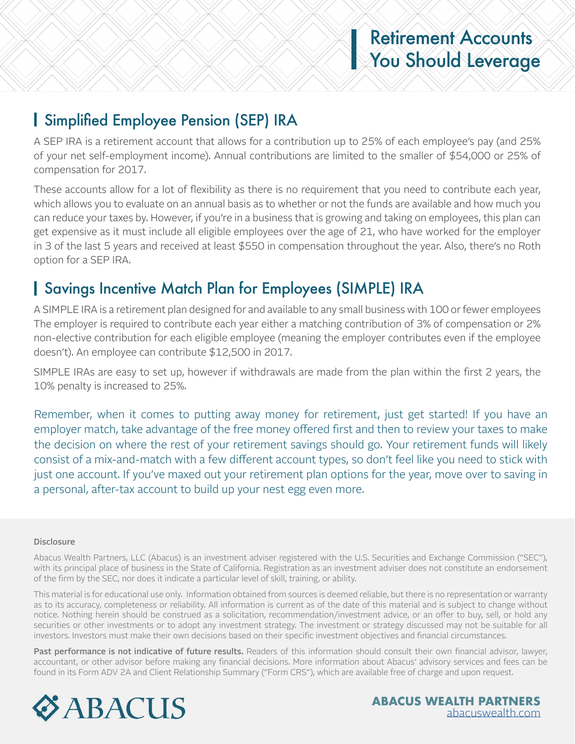# Retirement Accounts You Should Leverage

## Simplified Employee Pension (SEP) IRA

A SEP IRA is a retirement account that allows for a contribution up to 25% of each employee's pay (and 25% of your net self-employment income). Annual contributions are limited to the smaller of $54,000 or 25% of compensation for 2017.

These accounts allow for a lot of flexibility as there is no requirement that you need to contribute each year, which allows you to evaluate on an annual basis as to whether or not the funds are available and how much you can reduce your taxes by. However, if you're in a business that is growing and taking on employees, this plan can get expensive as it must include all eligible employees over the age of 21, who have worked for the employer in 3 of the last 5 years and received at least $550 in compensation throughout the year. Also, there's no Roth option for a SEP IRA.

## Savings Incentive Match Plan for Employees (SIMPLE) IRA

A SIMPLE IRA is a retirement plan designed for and available to any small business with 100 or fewer employees The employer is required to contribute each year either a matching contribution of 3% of compensation or 2% non-elective contribution for each eligible employee (meaning the employer contributes even if the employee doesn't). An employee can contribute $12,500 in 2017.

SIMPLE IRAs are easy to set up, however if withdrawals are made from the plan within the first 2 years, the 10% penalty is increased to 25%.

Remember, when it comes to putting away money for retirement, just get started! If you have an employer match, take advantage of the free money offered first and then to review your taxes to make the decision on where the rest of your retirement savings should go. Your retirement funds will likely consist of a mix-and-match with a few different account types, so don't feel like you need to stick with just one account. If you've maxed out your retirement plan options for the year, move over to saving in a personal, after-tax account to build up your nest egg even more.

#### Disclosure

Abacus Wealth Partners, LLC (Abacus) is an investment adviser registered with the U.S. Securities and Exchange Commission ("SEC"), with its principal place of business in the State of California. Registration as an investment adviser does not constitute an endorsement of the firm by the SEC, nor does it indicate a particular level of skill, training, or ability.

This material is for educational use only. Information obtained from sources is deemed reliable, but there is no representation or warranty as to its accuracy, completeness or reliability. All information is current as of the date of this material and is subject to change without notice. Nothing herein should be construed as a solicitation, recommendation/investment advice, or an offer to buy, sell, or hold any securities or other investments or to adopt any investment strategy. The investment or strategy discussed may not be suitable for all investors. Investors must make their own decisions based on their specific investment objectives and financial circumstances.

**Past performance is not indicative of future results.** Readers of this information should consult their own financial advisor, lawyer, accountant, or other advisor before making any financial decisions. More information about Abacus' advisory services and fees can be found in its Form ADV 2A and Client Relationship Summary ("Form CRS"), which are available free of charge and upon request.

ABACUS

**ABACUS WEALTH PARTNERS**
abacuswealth.com